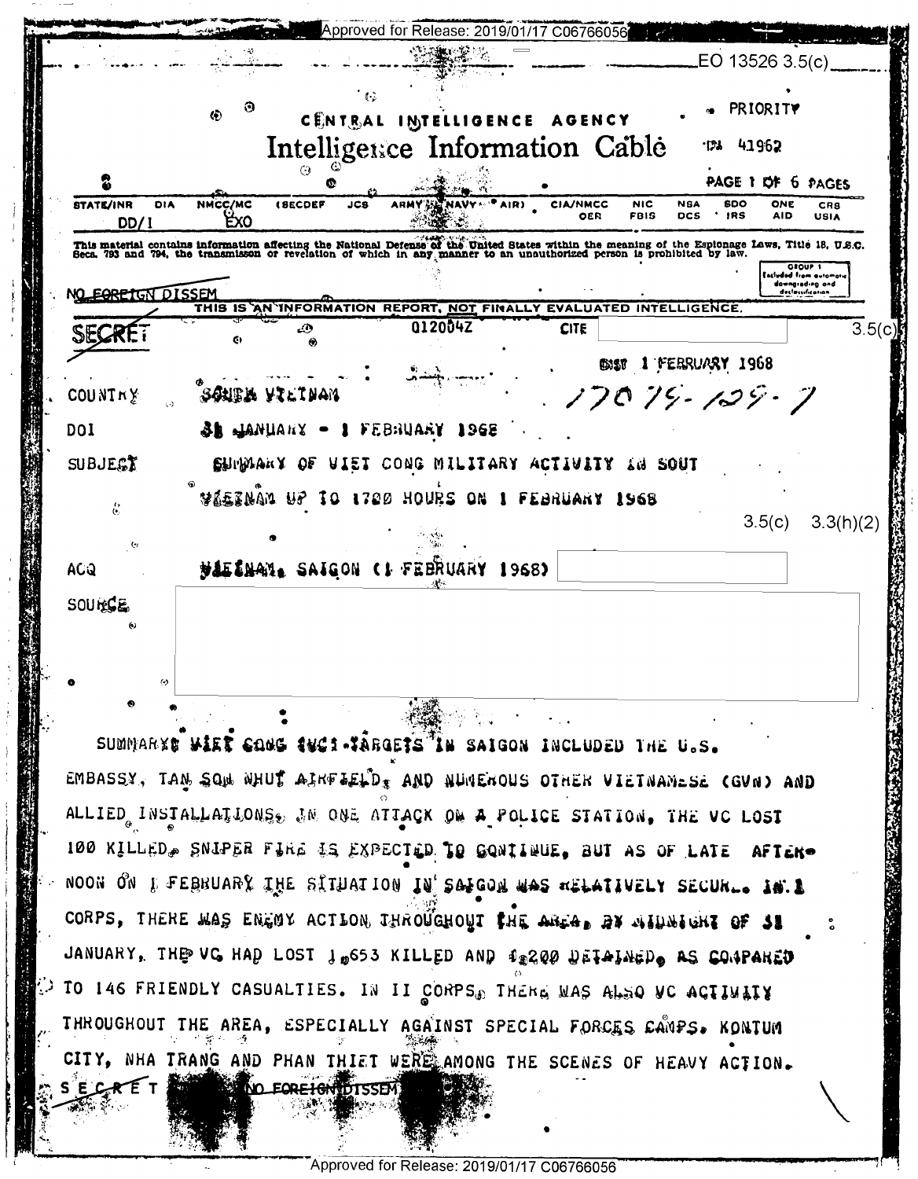EO 13526 3.5(c)

# CENTRAL INTELLIGENCE AGENCY

## Intelligence Information Cable

PRIORITY

IN 41962

| STATE/INR | DIA | NMCC/MC | (SECDEF | JCS | ARMY | NAVY | AIR) | CIA/NMCC | NIC | NSA | SDO | ONE | CRS |
|---|---|---|---|---|---|---|---|---|---|---|---|---|---|
| DD/I | | EXO | | | | | | OER | FBIS | DCS | IRS | AID | USIA |

This material contains information affecting the National Defense of the United States within the meaning of the Espionage Laws, Title 18, U.S.C. Secs. 793 and 794, the transmission or revelation of which in any manner to an unauthorized person is prohibited by law.

GROUP 1 Excluded from automatic downgrading and declassification

NO FOREIGN DISSEM

THIS IS AN INFORMATION REPORT, NOT FINALLY EVALUATED INTELLIGENCE.

SECRET 012004Z CITE 3.5(c)

DIST 1 FEBRUARY 1968

COUNTRY SOUTH VIETNAM 170 79-129-7

DOI 31 JANUARY - 1 FEBRUARY 1968

SUBJECT SUMMARY OF VIET CONG MILITARY ACTIVITY IN SOUTH VIETNAM UP TO 1700 HOURS ON 1 FEBRUARY 1968

3.5(c) 3.3(h)(2)

ACQ VIETNAM, SAIGON (1 FEBRUARY 1968)

SOURCE

SUMMARY: VIET CONG (VC) TARGETS IN SAIGON INCLUDED THE U.S. EMBASSY, TAN SON NHUT AIRFIELD, AND NUMEROUS OTHER VIETNAMESE (GVN) AND ALLIED INSTALLATIONS. IN ONE ATTACK ON A POLICE STATION, THE VC LOST 100 KILLED. SNIPER FIRE IS EXPECTED TO CONTINUE, BUT AS OF LATE AFTERNOON ON 1 FEBRUARY THE SITUATION IN SAIGON WAS RELATIVELY SECURE. IN I CORPS, THERE WAS ENEMY ACTION THROUGHOUT THE AREA. BY MIDNIGHT OF 31 JANUARY, THE VC HAD LOST 1,653 KILLED AND 1,200 DETAINED, AS COMPARED TO 146 FRIENDLY CASUALTIES. IN II CORPS, THERE WAS ALSO VC ACTIVITY THROUGHOUT THE AREA, ESPECIALLY AGAINST SPECIAL FORCES CAMPS. KONTUM CITY, NHA TRANG AND PHAN THIET WERE AMONG THE SCENES OF HEAVY ACTION.

SECRET NO FOREIGN DISSEM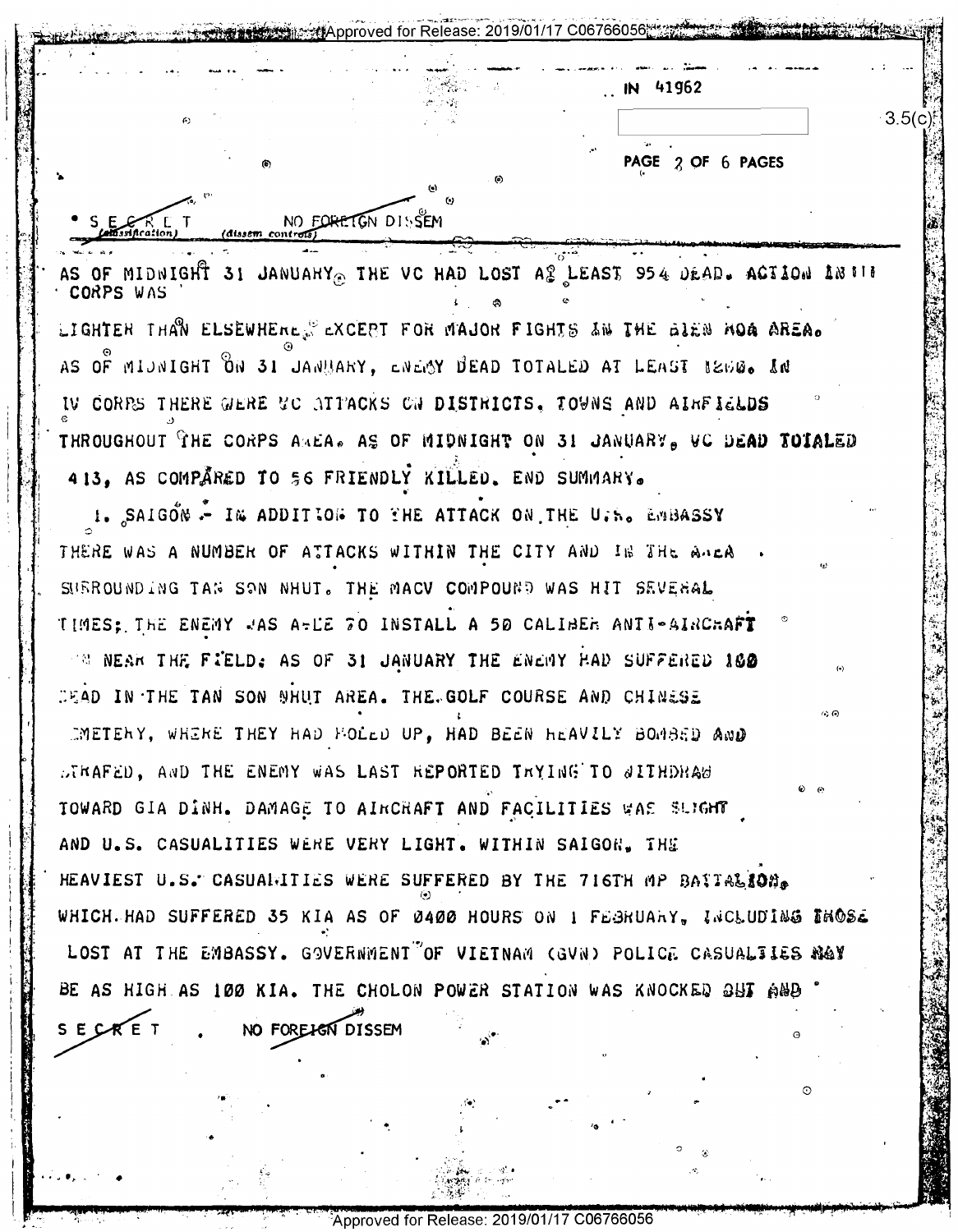IN 41962

3.5(c)

SECRET NO FOREIGN DISSEM

AS OF MIDNIGHT 31 JANUARY, THE VC HAD LOST AT LEAST 954 DEAD. ACTION IN III CORPS WAS LIGHTER THAN ELSEWHERE, EXCEPT FOR MAJOR FIGHTS IN THE BIEN HOA AREA. AS OF MIDNIGHT ON 31 JANUARY, ENEMY DEAD TOTALED AT LEAST 1200. IN IV CORPS THERE WERE VC ATTACKS ON DISTRICTS, TOWNS AND AIRFIELDS THROUGHOUT THE CORPS AREA. AS OF MIDNIGHT ON 31 JANUARY, VC DEAD TOTALED 413, AS COMPARED TO 56 FRIENDLY KILLED. END SUMMARY.

1. SAIGON - IN ADDITION TO THE ATTACK ON THE U.S. EMBASSY THERE WAS A NUMBER OF ATTACKS WITHIN THE CITY AND IN THE AREA SURROUNDING TAN SON NHUT. THE MACV COMPOUND WAS HIT SEVERAL TIMES; THE ENEMY WAS ABLE TO INSTALL A 50 CALIBER ANTI-AIRCRAFT GUN NEAR THE FIELD. AS OF 31 JANUARY THE ENEMY HAD SUFFERED 100 DEAD IN THE TAN SON NHUT AREA. THE GOLF COURSE AND CHINESE CEMETERY, WHERE THEY HAD HOLED UP, HAD BEEN HEAVILY BOMBED AND STRAFED, AND THE ENEMY WAS LAST REPORTED TRYING TO WITHDRAW TOWARD GIA DINH. DAMAGE TO AIRCRAFT AND FACILITIES WAS SLIGHT AND U.S. CASUALITIES WERE VERY LIGHT. WITHIN SAIGON, THE HEAVIEST U.S. CASUALITIES WERE SUFFERED BY THE 716TH MP BATTALION, WHICH HAD SUFFERED 35 KIA AS OF 0400 HOURS ON 1 FEBRUARY, INCLUDING THOSE LOST AT THE EMBASSY. GOVERNMENT OF VIETNAM (GVN) POLICE CASUALTIES MAY BE AS HIGH AS 100 KIA. THE CHOLON POWER STATION WAS KNOCKED OUT AND

SECRET NO FOREIGN DISSEM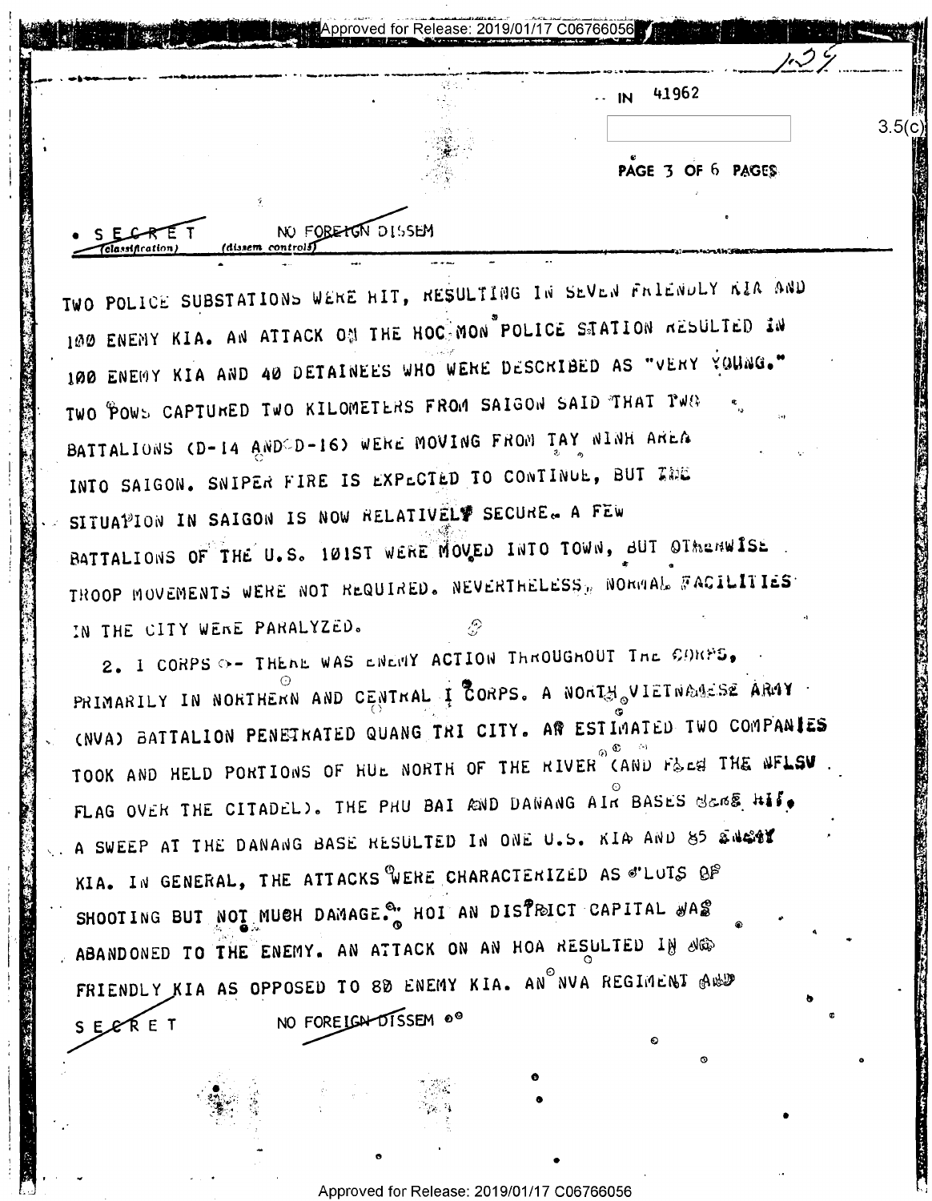IN 41962

3.5(c)

SECRET NO FOREIGN DISSEM
(classification) (dissem controls)

TWO POLICE SUBSTATIONS WERE HIT, RESULTING IN SEVEN FRIENDLY KIA AND 100 ENEMY KIA. AN ATTACK ON THE HOC MON POLICE STATION RESULTED IN 100 ENEMY KIA AND 40 DETAINEES WHO WERE DESCRIBED AS "VERY YOUNG." TWO POWS CAPTURED TWO KILOMETERS FROM SAIGON SAID THAT TWO BATTALIONS (D-14 AND D-16) WERE MOVING FROM TAY NINH AREA INTO SAIGON. SNIPER FIRE IS EXPECTED TO CONTINUE, BUT THE SITUATION IN SAIGON IS NOW RELATIVELY SECURE. A FEW BATTALIONS OF THE U.S. 101ST WERE MOVED INTO TOWN, BUT OTHERWISE TROOP MOVEMENTS WERE NOT REQUIRED. NEVERTHELESS, NORMAL FACILITIES IN THE CITY WERE PARALYZED.

2. I CORPS -- THERE WAS ENEMY ACTION THROUGHOUT THE CORPS, PRIMARILY IN NORTHERN AND CENTRAL I CORPS. A NORTH VIETNAMESE ARMY (NVA) BATTALION PENETRATED QUANG TRI CITY. AN ESTIMATED TWO COMPANIES TOOK AND HELD PORTIONS OF HUE NORTH OF THE RIVER (AND FLEW THE NFLSV FLAG OVER THE CITADEL). THE PHU BAI AND DANANG AIR BASES WERE HIT. A SWEEP AT THE DANANG BASE RESULTED IN ONE U.S. KIA AND 85 ENEMY KIA. IN GENERAL, THE ATTACKS WERE CHARACTERIZED AS "LOTS OF SHOOTING BUT NOT MUCH DAMAGE." HOI AN DISTRICT CAPITAL WAS ABANDONED TO THE ENEMY. AN ATTACK ON AN HOA RESULTED IN NO FRIENDLY KIA AS OPPOSED TO 80 ENEMY KIA. AN NVA REGIMENT AND

SECRET NO FOREIGN DISSEM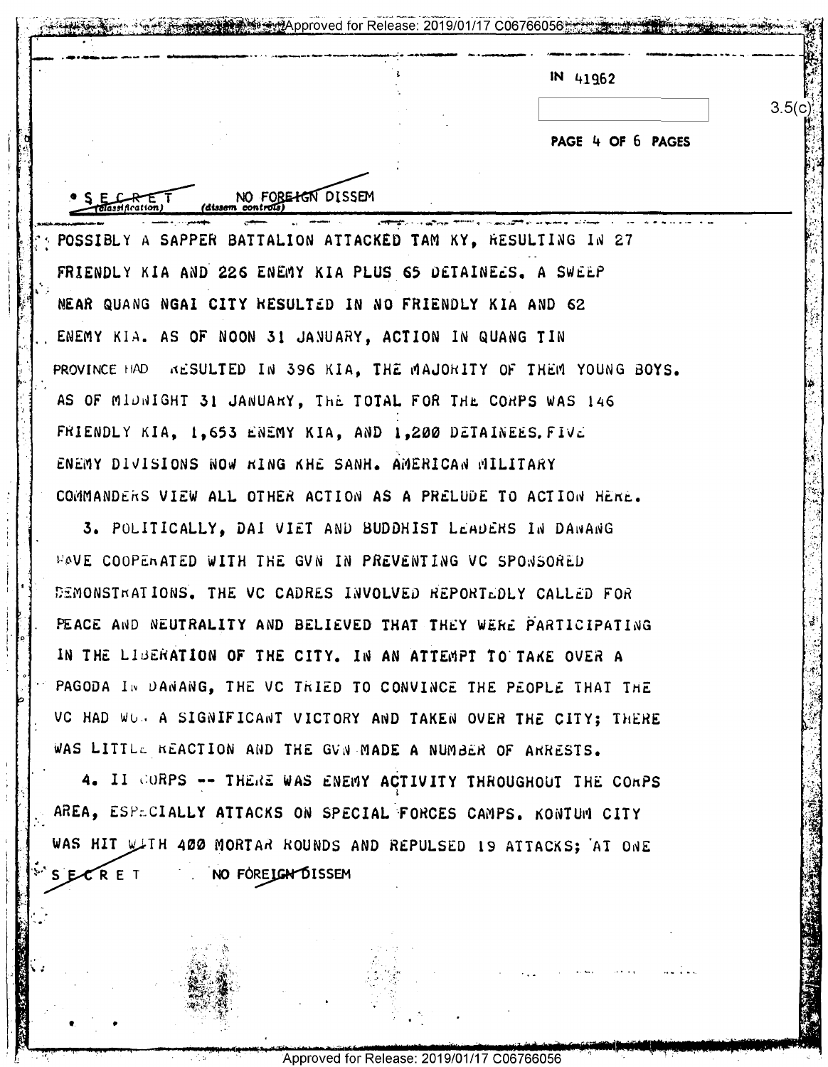IN 41962

3.5(c)

SECRET NO FOREIGN DISSEM

POSSIBLY A SAPPER BATTALION ATTACKED TAM KY, RESULTING IN 27 FRIENDLY KIA AND 226 ENEMY KIA PLUS 65 DETAINEES. A SWEEP NEAR QUANG NGAI CITY RESULTED IN NO FRIENDLY KIA AND 62 ENEMY KIA. AS OF NOON 31 JANUARY, ACTION IN QUANG TIN PROVINCE HAD RESULTED IN 396 KIA, THE MAJORITY OF THEM YOUNG BOYS. AS OF MIDNIGHT 31 JANUARY, THE TOTAL FOR THE CORPS WAS 146 FRIENDLY KIA, 1,653 ENEMY KIA, AND 1,200 DETAINEES. FIVE ENEMY DIVISIONS NOW RING KHE SANH. AMERICAN MILITARY COMMANDERS VIEW ALL OTHER ACTION AS A PRELUDE TO ACTION HERE.

3. POLITICALLY, DAI VIET AND BUDDHIST LEADERS IN DANANG HAVE COOPERATED WITH THE GVN IN PREVENTING VC SPONSORED DEMONSTRATIONS. THE VC CADRES INVOLVED REPORTEDLY CALLED FOR PEACE AND NEUTRALITY AND BELIEVED THAT THEY WERE PARTICIPATING IN THE LIBERATION OF THE CITY. IN AN ATTEMPT TO TAKE OVER A PAGODA IN DANANG, THE VC TRIED TO CONVINCE THE PEOPLE THAT THE VC HAD WON A SIGNIFICANT VICTORY AND TAKEN OVER THE CITY; THERE WAS LITTLE REACTION AND THE GVN MADE A NUMBER OF ARRESTS.

4. II CORPS -- THERE WAS ENEMY ACTIVITY THROUGHOUT THE CORPS AREA, ESPECIALLY ATTACKS ON SPECIAL FORCES CAMPS. KONTUM CITY WAS HIT WITH 400 MORTAR ROUNDS AND REPULSED 19 ATTACKS; AT ONE

SECRET NO FOREIGN DISSEM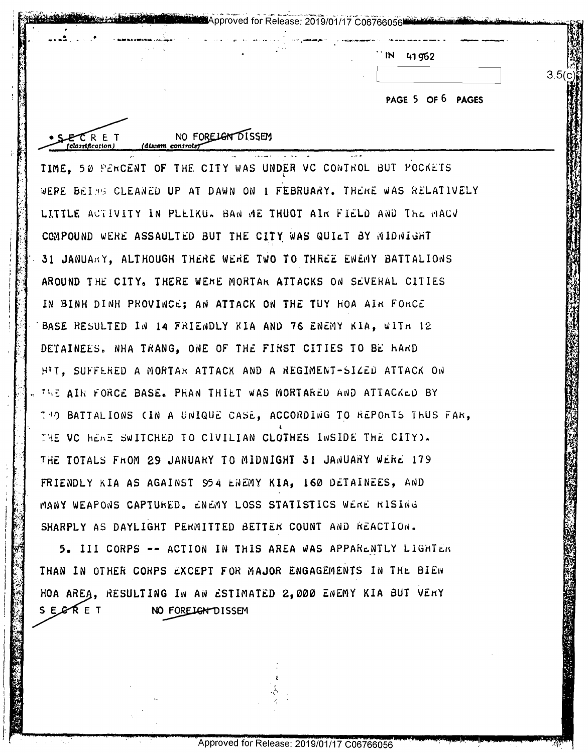IN 41962

3.5(c)

SECRET NO FOREIGN DISSEM

TIME, 50 PERCENT OF THE CITY WAS UNDER VC CONTROL BUT POCKETS WERE BEING CLEANED UP AT DAWN ON 1 FEBRUARY. THERE WAS RELATIVELY LITTLE ACTIVITY IN PLEIKU. BAN ME THUOT AIR FIELD AND THE MACV COMPOUND WERE ASSAULTED BUT THE CITY WAS QUIET BY MIDNIGHT 31 JANUARY, ALTHOUGH THERE WERE TWO TO THREE ENEMY BATTALIONS AROUND THE CITY. THERE WERE MORTAR ATTACKS ON SEVERAL CITIES IN BINH DINH PROVINCE; AN ATTACK ON THE TUY HOA AIR FORCE BASE RESULTED IN 14 FRIENDLY KIA AND 76 ENEMY KIA, WITH 12 DETAINEES. NHA TRANG, ONE OF THE FIRST CITIES TO BE HARD HIT, SUFFERED A MORTAR ATTACK AND A REGIMENT-SIZED ATTACK ON THE AIR FORCE BASE. PHAN THIET WAS MORTARED AND ATTACKED BY TWO BATTALIONS (IN A UNIQUE CASE, ACCORDING TO REPORTS THUS FAR, THE VC HERE SWITCHED TO CIVILIAN CLOTHES INSIDE THE CITY). THE TOTALS FROM 29 JANUARY TO MIDNIGHT 31 JANUARY WERE 179 FRIENDLY KIA AS AGAINST 954 ENEMY KIA, 160 DETAINEES, AND MANY WEAPONS CAPTURED. ENEMY LOSS STATISTICS WERE RISING SHARPLY AS DAYLIGHT PERMITTED BETTER COUNT AND REACTION.

5. III CORPS -- ACTION IN THIS AREA WAS APPARENTLY LIGHTER THAN IN OTHER CORPS EXCEPT FOR MAJOR ENGAGEMENTS IN THE BIEN HOA AREA, RESULTING IN AN ESTIMATED 2,000 ENEMY KIA BUT VERY

SECRET NO FOREIGN DISSEM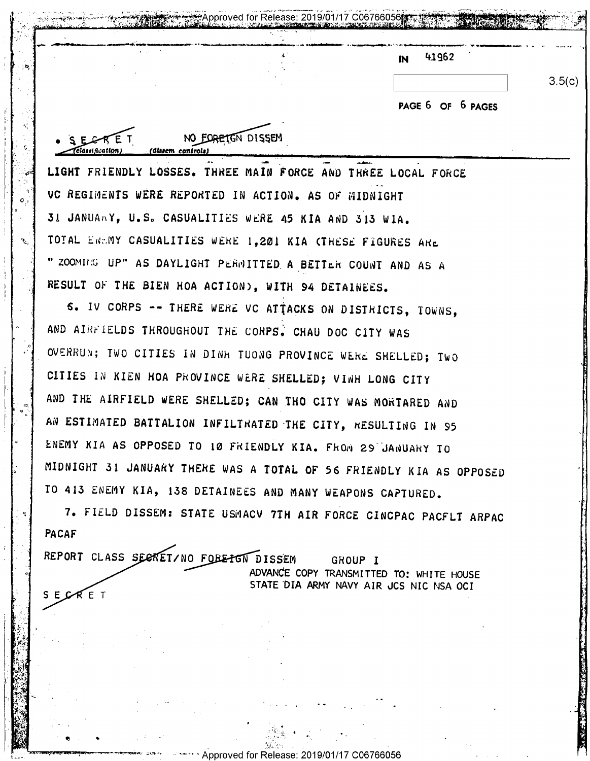IN 41962

3.5(c)

SECRET NO FOREIGN DISSEM
(classification) (dissem controls)

LIGHT FRIENDLY LOSSES. THREE MAIN FORCE AND THREE LOCAL FORCE VC REGIMENTS WERE REPORTED IN ACTION. AS OF MIDNIGHT 31 JANUARY, U.S. CASUALITIES WERE 45 KIA AND 313 WIA. TOTAL ENEMY CASUALITIES WERE 1,201 KIA (THESE FIGURES ARE "ZOOMING UP" AS DAYLIGHT PERMITTED A BETTER COUNT AND AS A RESULT OF THE BIEN HOA ACTION), WITH 94 DETAINEES.

6. IV CORPS -- THERE WERE VC ATTACKS ON DISTRICTS, TOWNS, AND AIRFIELDS THROUGHOUT THE CORPS. CHAU DOC CITY WAS OVERRUN; TWO CITIES IN DINH TUONG PROVINCE WERE SHELLED; TWO CITIES IN KIEN HOA PROVINCE WERE SHELLED; VINH LONG CITY AND THE AIRFIELD WERE SHELLED; CAN THO CITY WAS MORTARED AND AN ESTIMATED BATTALION INFILTRATED THE CITY, RESULTING IN 95 ENEMY KIA AS OPPOSED TO 10 FRIENDLY KIA. FROM 29 JANUARY TO MIDNIGHT 31 JANUARY THERE WAS A TOTAL OF 56 FRIENDLY KIA AS OPPOSED TO 413 ENEMY KIA, 138 DETAINEES AND MANY WEAPONS CAPTURED.

7. FIELD DISSEM: STATE USMACV 7TH AIR FORCE CINCPAC PACFLT ARPAC PACAF

REPORT CLASS SECRET/NO FOREIGN DISSEM GROUP I

ADVANCE COPY TRANSMITTED TO: WHITE HOUSE STATE DIA ARMY NAVY AIR JCS NIC NSA OCI

SECRET